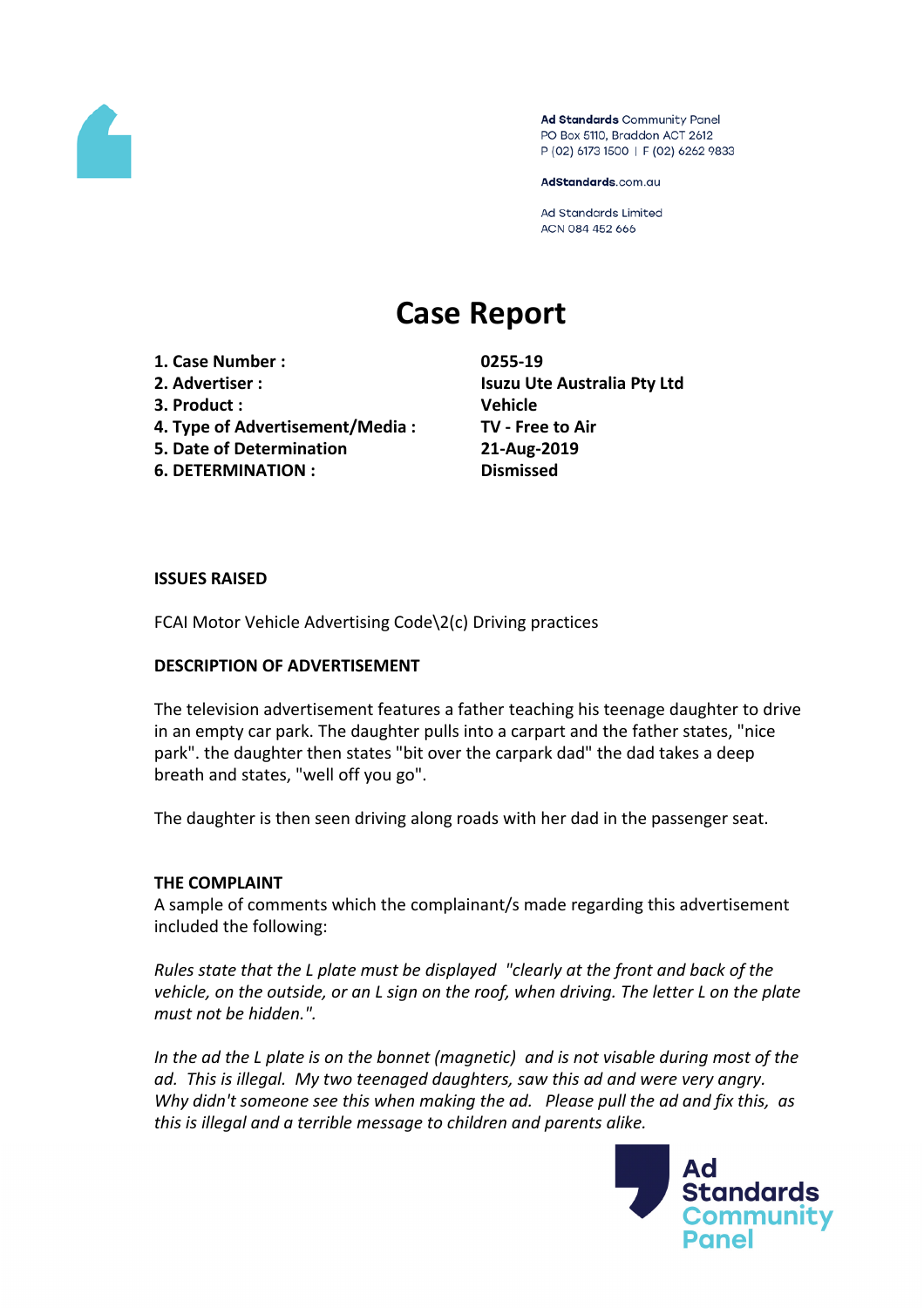Ad Standards Community Panel
PO Box 5110, Braddon ACT 2612
P (02) 6173 1500 | F (02) 6262 9833

AdStandards.com.au

Ad Standards Limited
ACN 084 452 666

# Case Report

| | |
|---|---|
| **1. Case Number :** | **0255-19** |
| **2. Advertiser :** | **Isuzu Ute Australia Pty Ltd** |
| **3. Product :** | **Vehicle** |
| **4. Type of Advertisement/Media :** | **TV - Free to Air** |
| **5. Date of Determination** | **21-Aug-2019** |
| **6. DETERMINATION :** | **Dismissed** |

**ISSUES RAISED**

FCAI Motor Vehicle Advertising Code\2(c) Driving practices

**DESCRIPTION OF ADVERTISEMENT**

The television advertisement features a father teaching his teenage daughter to drive in an empty car park. The daughter pulls into a carpart and the father states, "nice park". the daughter then states "bit over the carpark dad" the dad takes a deep breath and states, "well off you go".

The daughter is then seen driving along roads with her dad in the passenger seat.

**THE COMPLAINT**

A sample of comments which the complainant/s made regarding this advertisement included the following:

*Rules state that the L plate must be displayed "clearly at the front and back of the vehicle, on the outside, or an L sign on the roof, when driving. The letter L on the plate must not be hidden.".*

*In the ad the L plate is on the bonnet (magnetic) and is not visable during most of the ad. This is illegal. My two teenaged daughters, saw this ad and were very angry. Why didn't someone see this when making the ad. Please pull the ad and fix this, as this is illegal and a terrible message to children and parents alike.*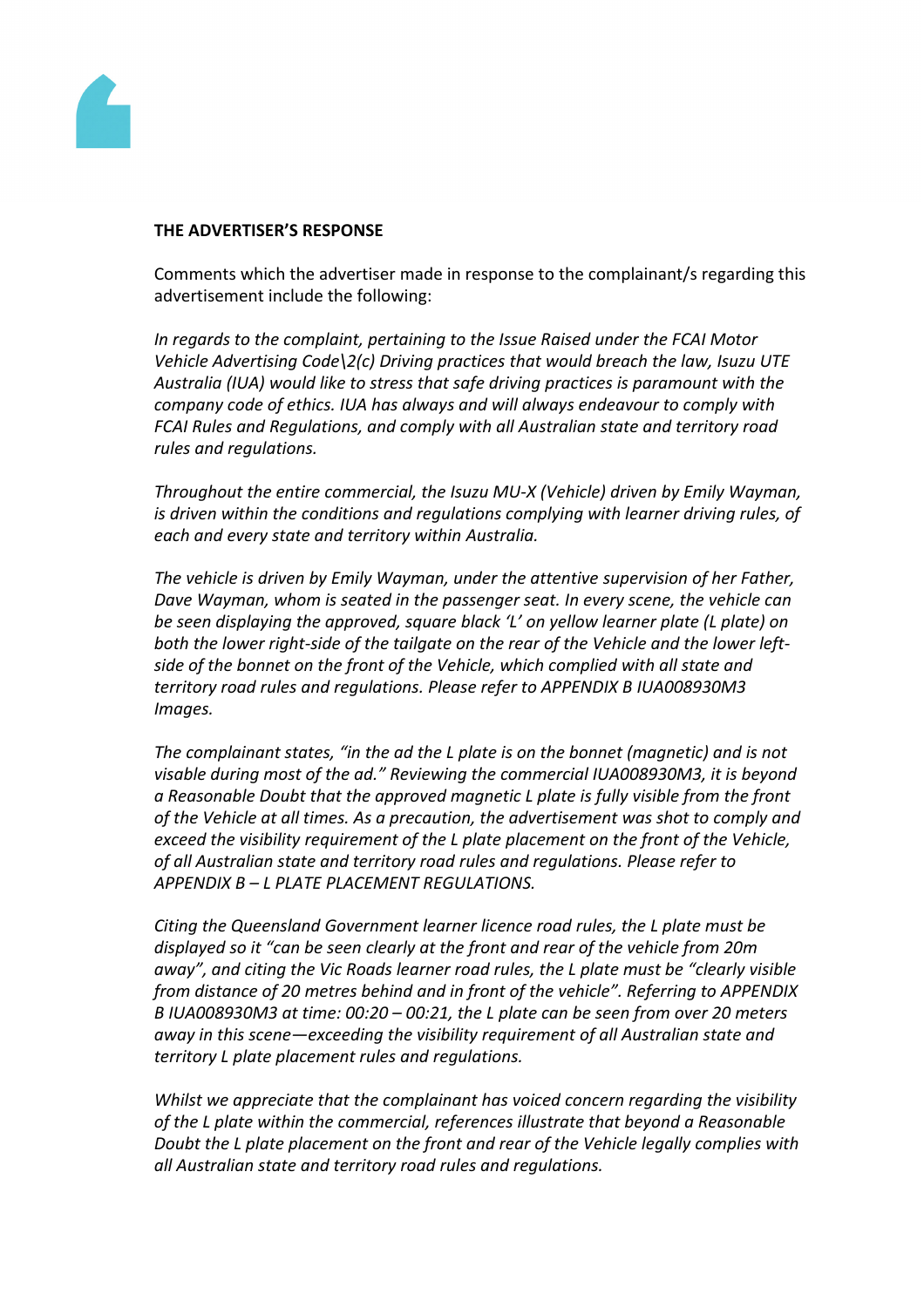**THE ADVERTISER'S RESPONSE**

Comments which the advertiser made in response to the complainant/s regarding this advertisement include the following:

*In regards to the complaint, pertaining to the Issue Raised under the FCAI Motor Vehicle Advertising Code\2(c) Driving practices that would breach the law, Isuzu UTE Australia (IUA) would like to stress that safe driving practices is paramount with the company code of ethics. IUA has always and will always endeavour to comply with FCAI Rules and Regulations, and comply with all Australian state and territory road rules and regulations.*

*Throughout the entire commercial, the Isuzu MU-X (Vehicle) driven by Emily Wayman, is driven within the conditions and regulations complying with learner driving rules, of each and every state and territory within Australia.*

*The vehicle is driven by Emily Wayman, under the attentive supervision of her Father, Dave Wayman, whom is seated in the passenger seat. In every scene, the vehicle can be seen displaying the approved, square black 'L' on yellow learner plate (L plate) on both the lower right-side of the tailgate on the rear of the Vehicle and the lower left-side of the bonnet on the front of the Vehicle, which complied with all state and territory road rules and regulations. Please refer to APPENDIX B IUA008930M3 Images.*

*The complainant states, "in the ad the L plate is on the bonnet (magnetic) and is not visable during most of the ad." Reviewing the commercial IUA008930M3, it is beyond a Reasonable Doubt that the approved magnetic L plate is fully visible from the front of the Vehicle at all times. As a precaution, the advertisement was shot to comply and exceed the visibility requirement of the L plate placement on the front of the Vehicle, of all Australian state and territory road rules and regulations. Please refer to APPENDIX B – L PLATE PLACEMENT REGULATIONS.*

*Citing the Queensland Government learner licence road rules, the L plate must be displayed so it "can be seen clearly at the front and rear of the vehicle from 20m away", and citing the Vic Roads learner road rules, the L plate must be "clearly visible from distance of 20 metres behind and in front of the vehicle". Referring to APPENDIX B IUA008930M3 at time: 00:20 – 00:21, the L plate can be seen from over 20 meters away in this scene—exceeding the visibility requirement of all Australian state and territory L plate placement rules and regulations.*

*Whilst we appreciate that the complainant has voiced concern regarding the visibility of the L plate within the commercial, references illustrate that beyond a Reasonable Doubt the L plate placement on the front and rear of the Vehicle legally complies with all Australian state and territory road rules and regulations.*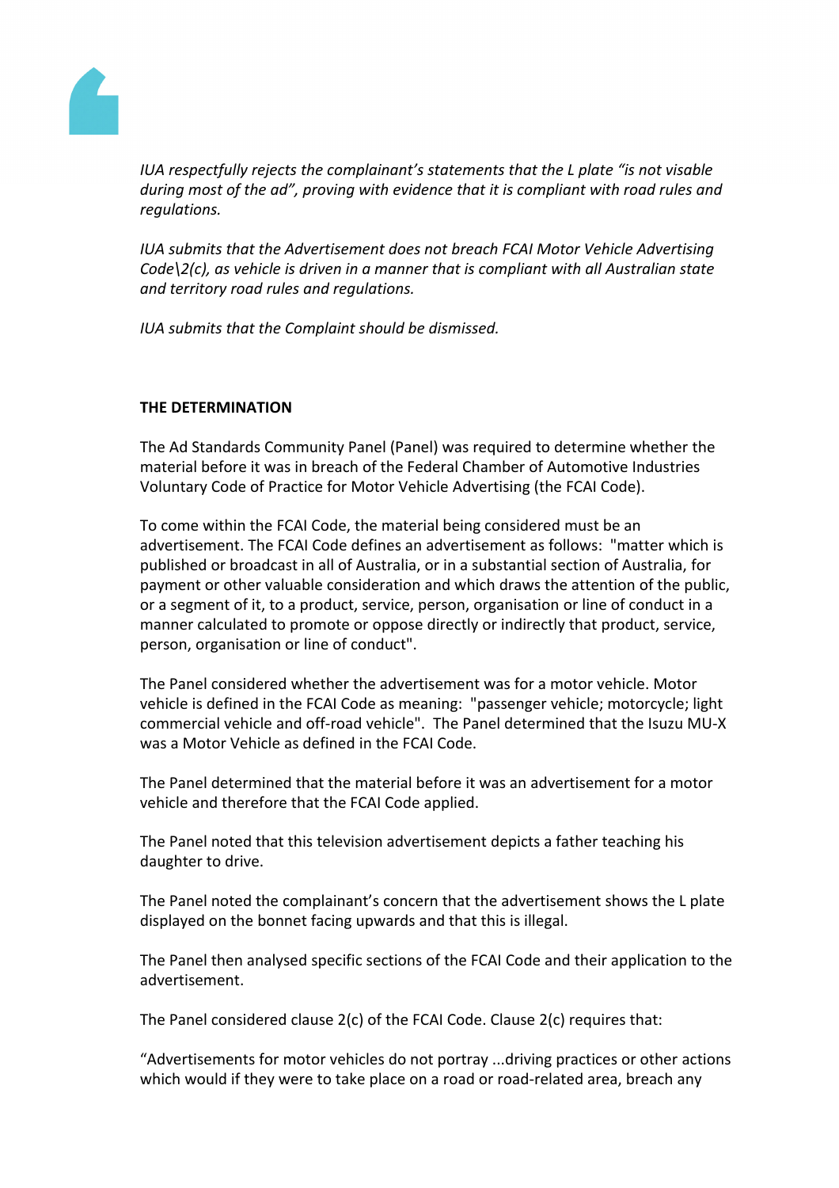*IUA respectfully rejects the complainant's statements that the L plate "is not visable during most of the ad", proving with evidence that it is compliant with road rules and regulations.*

*IUA submits that the Advertisement does not breach FCAI Motor Vehicle Advertising Code\2(c), as vehicle is driven in a manner that is compliant with all Australian state and territory road rules and regulations.*

*IUA submits that the Complaint should be dismissed.*

**THE DETERMINATION**

The Ad Standards Community Panel (Panel) was required to determine whether the material before it was in breach of the Federal Chamber of Automotive Industries Voluntary Code of Practice for Motor Vehicle Advertising (the FCAI Code).

To come within the FCAI Code, the material being considered must be an advertisement. The FCAI Code defines an advertisement as follows: "matter which is published or broadcast in all of Australia, or in a substantial section of Australia, for payment or other valuable consideration and which draws the attention of the public, or a segment of it, to a product, service, person, organisation or line of conduct in a manner calculated to promote or oppose directly or indirectly that product, service, person, organisation or line of conduct".

The Panel considered whether the advertisement was for a motor vehicle. Motor vehicle is defined in the FCAI Code as meaning: "passenger vehicle; motorcycle; light commercial vehicle and off-road vehicle". The Panel determined that the Isuzu MU-X was a Motor Vehicle as defined in the FCAI Code.

The Panel determined that the material before it was an advertisement for a motor vehicle and therefore that the FCAI Code applied.

The Panel noted that this television advertisement depicts a father teaching his daughter to drive.

The Panel noted the complainant's concern that the advertisement shows the L plate displayed on the bonnet facing upwards and that this is illegal.

The Panel then analysed specific sections of the FCAI Code and their application to the advertisement.

The Panel considered clause 2(c) of the FCAI Code. Clause 2(c) requires that:

"Advertisements for motor vehicles do not portray ...driving practices or other actions which would if they were to take place on a road or road-related area, breach any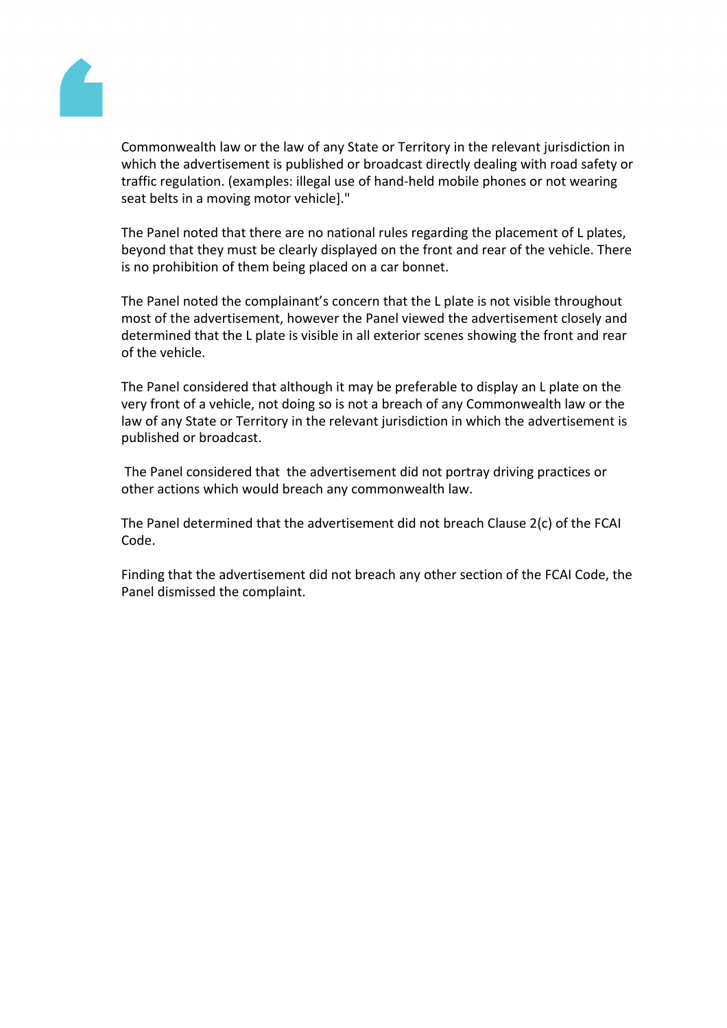Commonwealth law or the law of any State or Territory in the relevant jurisdiction in which the advertisement is published or broadcast directly dealing with road safety or traffic regulation. (examples: illegal use of hand-held mobile phones or not wearing seat belts in a moving motor vehicle]."

The Panel noted that there are no national rules regarding the placement of L plates, beyond that they must be clearly displayed on the front and rear of the vehicle. There is no prohibition of them being placed on a car bonnet.

The Panel noted the complainant's concern that the L plate is not visible throughout most of the advertisement, however the Panel viewed the advertisement closely and determined that the L plate is visible in all exterior scenes showing the front and rear of the vehicle.

The Panel considered that although it may be preferable to display an L plate on the very front of a vehicle, not doing so is not a breach of any Commonwealth law or the law of any State or Territory in the relevant jurisdiction in which the advertisement is published or broadcast.

The Panel considered that the advertisement did not portray driving practices or other actions which would breach any commonwealth law.

The Panel determined that the advertisement did not breach Clause 2(c) of the FCAI Code.

Finding that the advertisement did not breach any other section of the FCAI Code, the Panel dismissed the complaint.